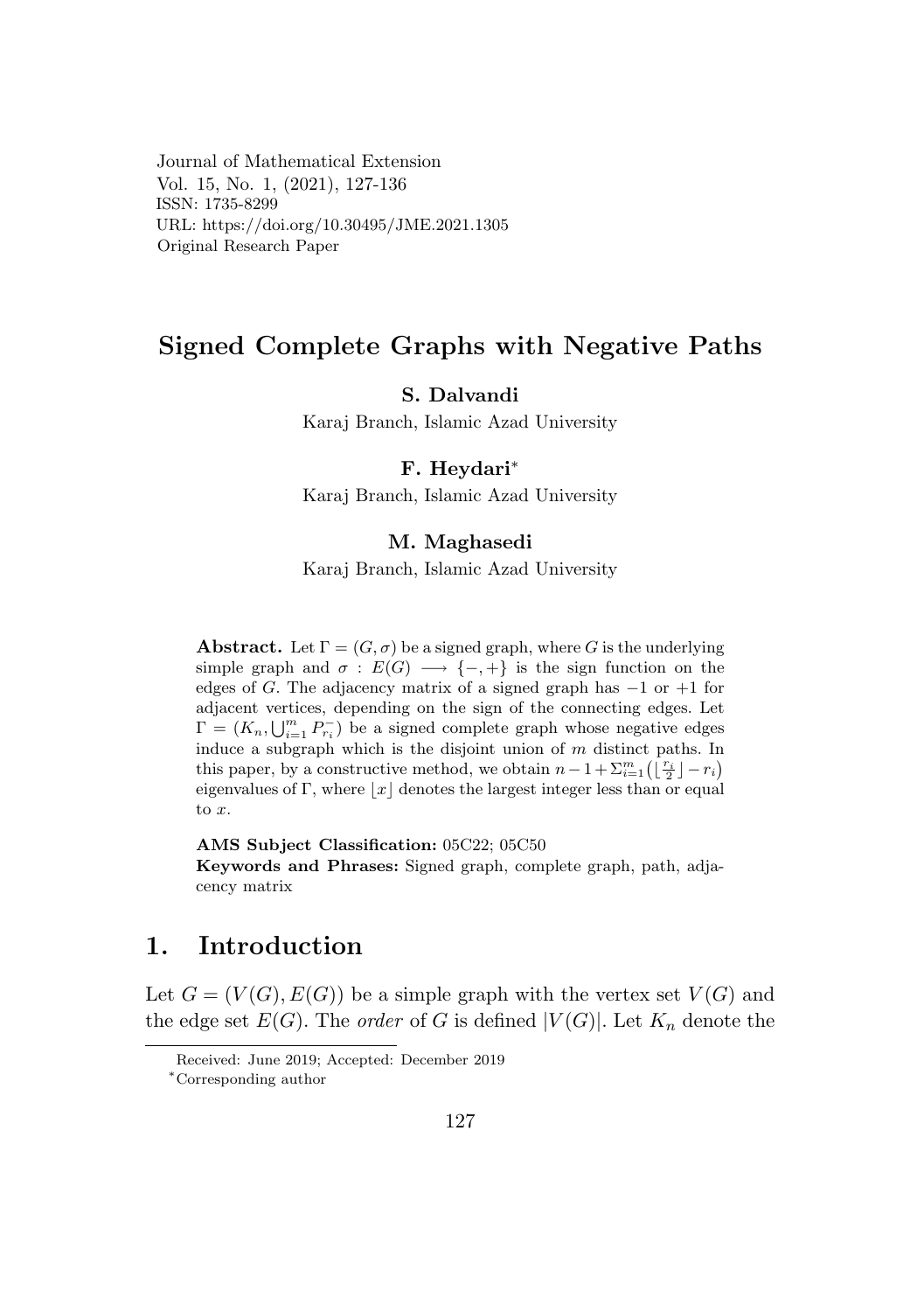Journal of Mathematical Extension
Vol. 15, No. 1, (2021), 127-136
ISSN: 1735-8299
URL: https://doi.org/10.30495/JME.2021.1305
Original Research Paper

# Signed Complete Graphs with Negative Paths

**S. Dalvandi**
Karaj Branch, Islamic Azad University

**F. Heydari***
Karaj Branch, Islamic Azad University

**M. Maghasedi**
Karaj Branch, Islamic Azad University

**Abstract.** Let $\Gamma = (G, \sigma)$ be a signed graph, where $G$ is the underlying simple graph and $\sigma : E(G) \longrightarrow \{-, +\}$ is the sign function on the edges of $G$. The adjacency matrix of a signed graph has $-1$ or $+1$ for adjacent vertices, depending on the sign of the connecting edges. Let $\Gamma = (K_n, \bigcup_{i=1}^{m} P_{r_i}^{-})$ be a signed complete graph whose negative edges induce a subgraph which is the disjoint union of $m$ distinct paths. In this paper, by a constructive method, we obtain $n - 1 + \Sigma_{i=1}^{m}\big(\lfloor \frac{r_i}{2} \rfloor - r_i\big)$ eigenvalues of $\Gamma$, where $\lfloor x \rfloor$ denotes the largest integer less than or equal to $x$.

**AMS Subject Classification:** 05C22; 05C50
**Keywords and Phrases:** Signed graph, complete graph, path, adjacency matrix

## 1. Introduction

Let $G = (V(G), E(G))$ be a simple graph with the vertex set $V(G)$ and the edge set $E(G)$. The *order* of $G$ is defined $|V(G)|$. Let $K_n$ denote the

Received: June 2019; Accepted: December 2019
*Corresponding author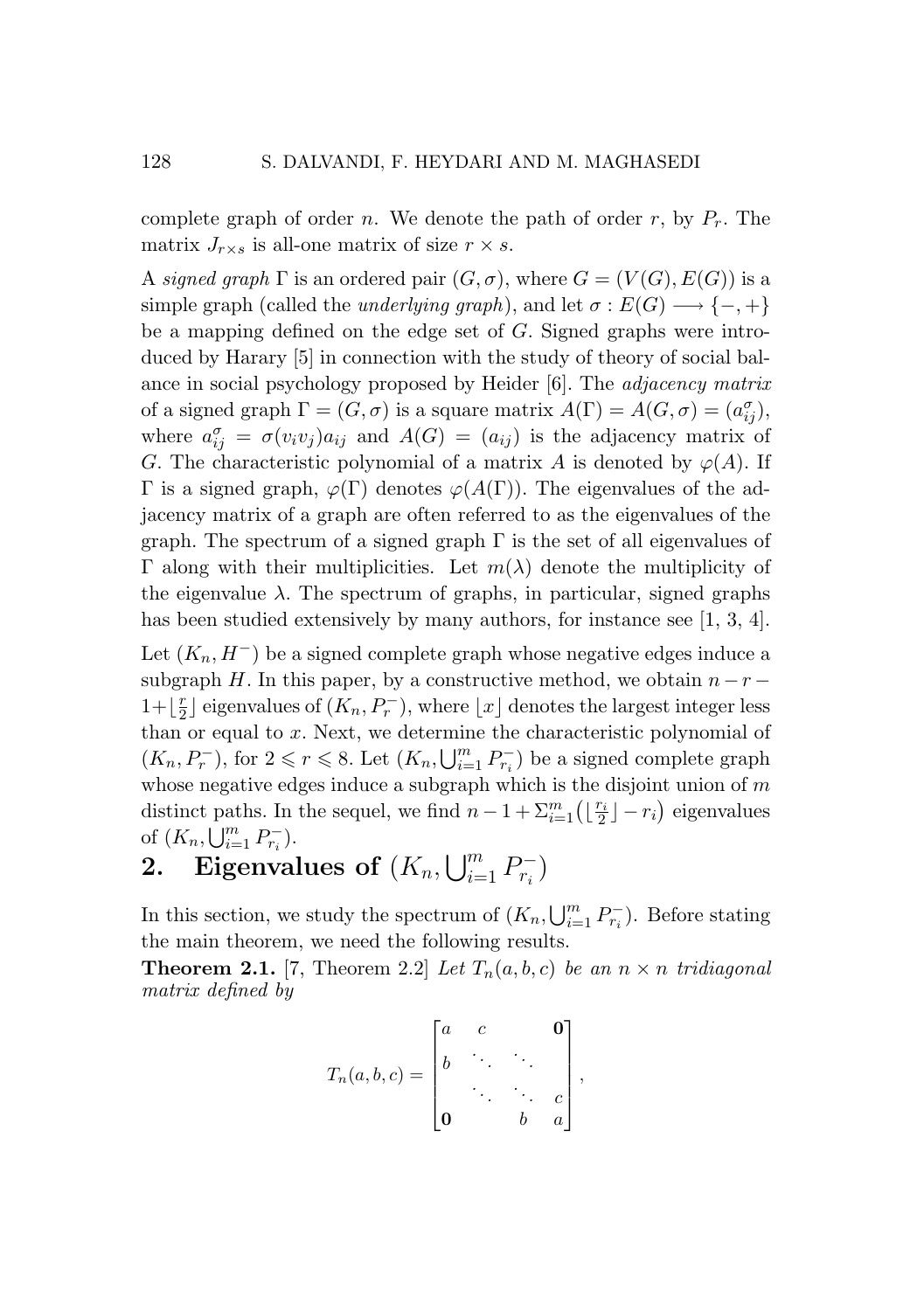complete graph of order $n$. We denote the path of order $r$, by $P_r$. The matrix $J_{r\times s}$ is all-one matrix of size $r \times s$.

A *signed graph* $\Gamma$ is an ordered pair $(G, \sigma)$, where $G = (V(G), E(G))$ is a simple graph (called the *underlying graph*), and let $\sigma : E(G) \longrightarrow \{-, +\}$ be a mapping defined on the edge set of $G$. Signed graphs were introduced by Harary [5] in connection with the study of theory of social balance in social psychology proposed by Heider [6]. The *adjacency matrix* of a signed graph $\Gamma = (G, \sigma)$ is a square matrix $A(\Gamma) = A(G, \sigma) = (a^{\sigma}_{ij})$, where $a^{\sigma}_{ij} = \sigma(v_i v_j)a_{ij}$ and $A(G) = (a_{ij})$ is the adjacency matrix of $G$. The characteristic polynomial of a matrix $A$ is denoted by $\varphi(A)$. If $\Gamma$ is a signed graph, $\varphi(\Gamma)$ denotes $\varphi(A(\Gamma))$. The eigenvalues of the adjacency matrix of a graph are often referred to as the eigenvalues of the graph. The spectrum of a signed graph $\Gamma$ is the set of all eigenvalues of $\Gamma$ along with their multiplicities. Let $m(\lambda)$ denote the multiplicity of the eigenvalue $\lambda$. The spectrum of graphs, in particular, signed graphs has been studied extensively by many authors, for instance see [1, 3, 4].

Let $(K_n, H^-)$ be a signed complete graph whose negative edges induce a subgraph $H$. In this paper, by a constructive method, we obtain $n - r - 1 + \lfloor \frac{r}{2} \rfloor$ eigenvalues of $(K_n, P_r^-)$, where $\lfloor x \rfloor$ denotes the largest integer less than or equal to $x$. Next, we determine the characteristic polynomial of $(K_n, P_r^-)$, for $2 \leqslant r \leqslant 8$. Let $(K_n, \bigcup_{i=1}^{m} P_{r_i}^-)$ be a signed complete graph whose negative edges induce a subgraph which is the disjoint union of $m$ distinct paths. In the sequel, we find $n - 1 + \Sigma_{i=1}^{m}\big(\lfloor \frac{r_i}{2} \rfloor - r_i\big)$ eigenvalues of $(K_n, \bigcup_{i=1}^{m} P_{r_i}^-)$.

## 2. Eigenvalues of $(K_n, \bigcup_{i=1}^{m} P_{r_i}^-)$

In this section, we study the spectrum of $(K_n, \bigcup_{i=1}^{m} P_{r_i}^-)$. Before stating the main theorem, we need the following results.

**Theorem 2.1.** [7, Theorem 2.2] *Let $T_n(a, b, c)$ be an $n \times n$ tridiagonal matrix defined by*

$$T_n(a,b,c) = \begin{bmatrix} a & c & & \mathbf{0} \\ b & \ddots & \ddots & \\ & \ddots & \ddots & c \\ \mathbf{0} & & b & a \end{bmatrix},$$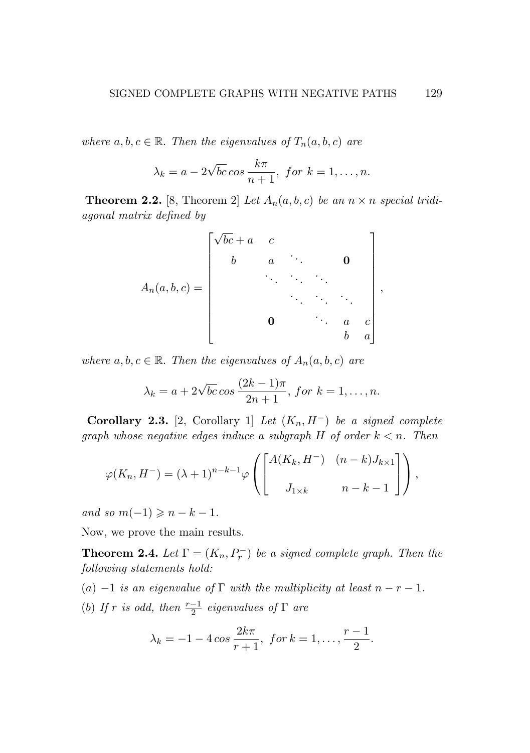*where $a, b, c \in \mathbb{R}$. Then the eigenvalues of $T_n(a, b, c)$ are*

$$\lambda_k = a - 2\sqrt{bc}\, cos\, \frac{k\pi}{n+1},\ \ for\ k = 1, \ldots, n.$$

**Theorem 2.2.** [8, Theorem 2] *Let $A_n(a, b, c)$ be an $n \times n$ special tridiagonal matrix defined by*

$$A_n(a,b,c) = \begin{bmatrix} \sqrt{bc} + a & c & & & & \\ b & a & \ddots & & \mathbf{0} & \\ & \ddots & \ddots & \ddots & & \\ & & \ddots & \ddots & \ddots & \\ & \mathbf{0} & & \ddots & a & c \\ & & & & b & a \end{bmatrix},$$

*where $a, b, c \in \mathbb{R}$. Then the eigenvalues of $A_n(a, b, c)$ are*

$$\lambda_k = a + 2\sqrt{bc}\, cos\, \frac{(2k-1)\pi}{2n+1},\ for\ k = 1, \ldots, n.$$

**Corollary 2.3.** [2, Corollary 1] *Let $(K_n, H^-)$ be a signed complete graph whose negative edges induce a subgraph $H$ of order $k < n$. Then*

$$\varphi(K_n, H^-) = (\lambda + 1)^{n-k-1} \varphi\left(\begin{bmatrix} A(K_k, H^-) & (n-k)J_{k\times 1} \\ J_{1\times k} & n-k-1 \end{bmatrix}\right),$$

*and so $m(-1) \geqslant n - k - 1$.*

Now, we prove the main results.

**Theorem 2.4.** *Let $\Gamma = (K_n, P_r^-)$ be a signed complete graph. Then the following statements hold:*

(*a*) *$-1$ is an eigenvalue of $\Gamma$ with the multiplicity at least $n - r - 1$.*

(*b*) *If $r$ is odd, then $\frac{r-1}{2}$ eigenvalues of $\Gamma$ are*

$$\lambda_k = -1 - 4\, cos\, \frac{2k\pi}{r+1},\ \ for\ k = 1, \ldots, \frac{r-1}{2}.$$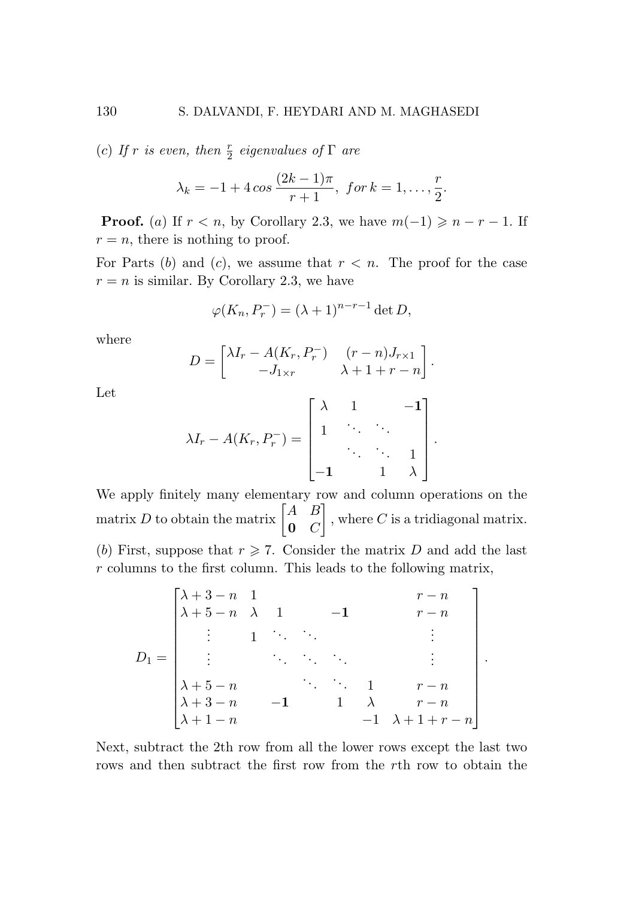(*c*) *If $r$ is even, then $\frac{r}{2}$ eigenvalues of $\Gamma$ are*

$$\lambda_k = -1 + 4\,cos\,\frac{(2k-1)\pi}{r+1},\ \ for\, k = 1, \ldots, \frac{r}{2}.$$

**Proof.** (*a*) If $r < n$, by Corollary 2.3, we have $m(-1) \geqslant n - r - 1$. If $r = n$, there is nothing to proof.

For Parts (*b*) and (*c*), we assume that $r < n$. The proof for the case $r = n$ is similar. By Corollary 2.3, we have

$$\varphi(K_n, P_r^-) = (\lambda + 1)^{n-r-1} \det D,$$

where

$$D = \begin{bmatrix} \lambda I_r - A(K_r, P_r^-) & (r-n)J_{r\times 1} \\ -J_{1\times r} & \lambda + 1 + r - n \end{bmatrix}.$$

Let

$$\lambda I_r - A(K_r, P_r^-) = \begin{bmatrix} \lambda & 1 & & \mathbf{-1} \\ 1 & \ddots & \ddots & \\ & \ddots & \ddots & 1 \\ \mathbf{-1} & & 1 & \lambda \end{bmatrix}.$$

We apply finitely many elementary row and column operations on the matrix $D$ to obtain the matrix $\begin{bmatrix} A & B \\ \mathbf{0} & C \end{bmatrix}$, where $C$ is a tridiagonal matrix.

(*b*) First, suppose that $r \geqslant 7$. Consider the matrix $D$ and add the last $r$ columns to the first column. This leads to the following matrix,

$$D_1 = \begin{bmatrix} \lambda + 3 - n & 1 & & & & & r - n \\ \lambda + 5 - n & \lambda & 1 & & \mathbf{-1} & & r - n \\ \vdots & 1 & \ddots & \ddots & & & \vdots \\ \vdots & & \ddots & \ddots & \ddots & & \vdots \\ \lambda + 5 - n & & & \ddots & \ddots & 1 & r - n \\ \lambda + 3 - n & & \mathbf{-1} & & 1 & \lambda & r - n \\ \lambda + 1 - n & & & & & -1 & \lambda + 1 + r - n \end{bmatrix}.$$

Next, subtract the 2th row from all the lower rows except the last two rows and then subtract the first row from the $r$th row to obtain the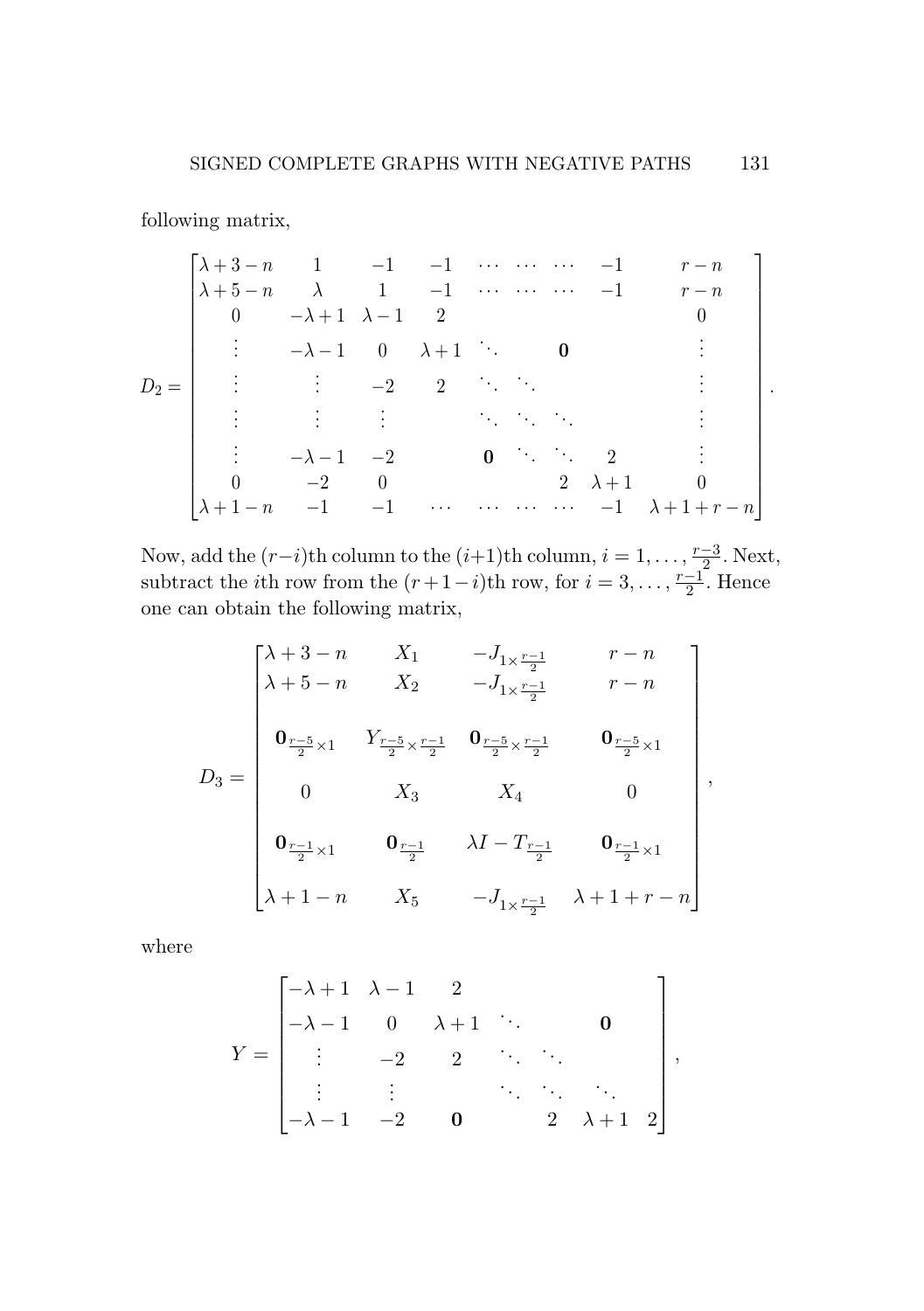following matrix,

$$D_2 = \begin{bmatrix}
\lambda+3-n & 1 & -1 & -1 & \cdots & \cdots & \cdots & -1 & r-n \\
\lambda+5-n & \lambda & 1 & -1 & \cdots & \cdots & \cdots & -1 & r-n \\
0 & -\lambda+1 & \lambda-1 & 2 & & & & & 0 \\
\vdots & -\lambda-1 & 0 & \lambda+1 & \ddots & & \mathbf{0} & & \vdots \\
\vdots & \vdots & -2 & 2 & \ddots & \ddots & & & \vdots \\
\vdots & \vdots & \vdots & & \ddots & \ddots & \ddots & & \vdots \\
\vdots & -\lambda-1 & -2 & & \mathbf{0} & \ddots & \ddots & 2 & \vdots \\
0 & -2 & 0 & & & & 2 & \lambda+1 & 0 \\
\lambda+1-n & -1 & -1 & \cdots & \cdots & \cdots & \cdots & -1 & \lambda+1+r-n
\end{bmatrix}.$$

Now, add the $(r-i)$th column to the $(i+1)$th column, $i = 1, \ldots, \frac{r-3}{2}$. Next, subtract the $i$th row from the $(r+1-i)$th row, for $i = 3, \ldots, \frac{r-1}{2}$. Hence one can obtain the following matrix,

$$D_3 = \begin{bmatrix}
\lambda+3-n & X_1 & -J_{1\times\frac{r-1}{2}} & r-n \\
\lambda+5-n & X_2 & -J_{1\times\frac{r-1}{2}} & r-n \\
\mathbf{0}_{\frac{r-5}{2}\times 1} & Y_{\frac{r-5}{2}\times\frac{r-1}{2}} & \mathbf{0}_{\frac{r-5}{2}\times\frac{r-1}{2}} & \mathbf{0}_{\frac{r-5}{2}\times 1} \\
0 & X_3 & X_4 & 0 \\
\mathbf{0}_{\frac{r-1}{2}\times 1} & \mathbf{0}_{\frac{r-1}{2}} & \lambda I - T_{\frac{r-1}{2}} & \mathbf{0}_{\frac{r-1}{2}\times 1} \\
\lambda+1-n & X_5 & -J_{1\times\frac{r-1}{2}} & \lambda+1+r-n
\end{bmatrix},$$

where

$$Y = \begin{bmatrix}
-\lambda+1 & \lambda-1 & 2 & & & \\
-\lambda-1 & 0 & \lambda+1 & \ddots & \mathbf{0} & \\
\vdots & -2 & 2 & \ddots & \ddots & \\
\vdots & \vdots & & \ddots & \ddots & \ddots \\
-\lambda-1 & -2 & \mathbf{0} & 2 & \lambda+1 & 2
\end{bmatrix},$$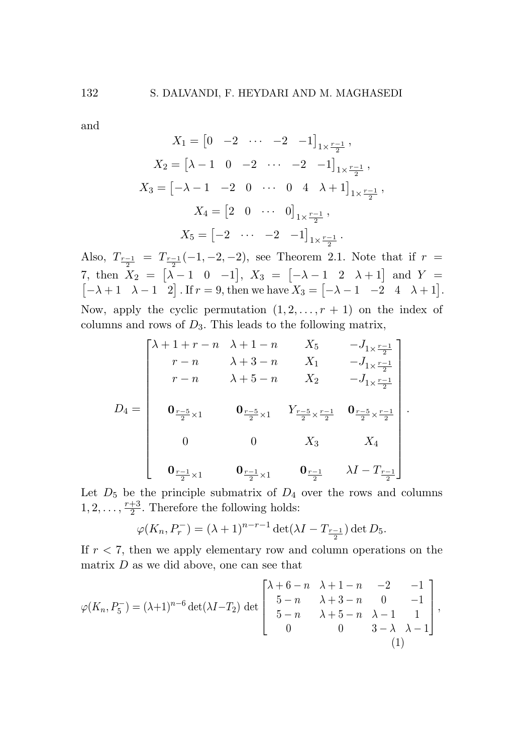and

$$X_1 = \begin{bmatrix} 0 & -2 & \cdots & -2 & -1 \end{bmatrix}_{1\times \frac{r-1}{2}},$$

$$X_2 = \begin{bmatrix} \lambda - 1 & 0 & -2 & \cdots & -2 & -1 \end{bmatrix}_{1\times \frac{r-1}{2}},$$

$$X_3 = \begin{bmatrix} -\lambda - 1 & -2 & 0 & \cdots & 0 & 4 & \lambda + 1 \end{bmatrix}_{1\times \frac{r-1}{2}},$$

$$X_4 = \begin{bmatrix} 2 & 0 & \cdots & 0 \end{bmatrix}_{1\times \frac{r-1}{2}},$$

$$X_5 = \begin{bmatrix} -2 & \cdots & -2 & -1 \end{bmatrix}_{1\times \frac{r-1}{2}}.$$

Also, $T_{\frac{r-1}{2}} = T_{\frac{r-1}{2}}(-1,-2,-2)$, see Theorem 2.1. Note that if $r = 7$, then $X_2 = \begin{bmatrix} \lambda - 1 & 0 & -1 \end{bmatrix}$, $X_3 = \begin{bmatrix} -\lambda - 1 & 2 & \lambda + 1 \end{bmatrix}$ and $Y = \begin{bmatrix} -\lambda + 1 & \lambda - 1 & 2 \end{bmatrix}$. If $r = 9$, then we have $X_3 = \begin{bmatrix} -\lambda - 1 & -2 & 4 & \lambda + 1 \end{bmatrix}$. Now, apply the cyclic permutation $(1, 2, \ldots, r+1)$ on the index of columns and rows of $D_3$. This leads to the following matrix,

$$D_4 = \begin{bmatrix} \lambda + 1 + r - n & \lambda + 1 - n & X_5 & -J_{1\times \frac{r-1}{2}} \\ r - n & \lambda + 3 - n & X_1 & -J_{1\times \frac{r-1}{2}} \\ r - n & \lambda + 5 - n & X_2 & -J_{1\times \frac{r-1}{2}} \\ \mathbf{0}_{\frac{r-5}{2}\times 1} & \mathbf{0}_{\frac{r-5}{2}\times 1} & Y_{\frac{r-5}{2}\times \frac{r-1}{2}} & \mathbf{0}_{\frac{r-5}{2}\times \frac{r-1}{2}} \\ 0 & 0 & X_3 & X_4 \\ \mathbf{0}_{\frac{r-1}{2}\times 1} & \mathbf{0}_{\frac{r-1}{2}\times 1} & \mathbf{0}_{\frac{r-1}{2}} & \lambda I - T_{\frac{r-1}{2}} \end{bmatrix}.$$

Let $D_5$ be the principle submatrix of $D_4$ over the rows and columns $1, 2, \ldots, \frac{r+3}{2}$. Therefore the following holds:

$$\varphi(K_n, P_r^-) = (\lambda + 1)^{n-r-1} \det(\lambda I - T_{\frac{r-1}{2}}) \det D_5.$$

If $r < 7$, then we apply elementary row and column operations on the matrix $D$ as we did above, one can see that

$$\varphi(K_n, P_5^-) = (\lambda+1)^{n-6} \det(\lambda I - T_2) \det \begin{bmatrix} \lambda + 6 - n & \lambda + 1 - n & -2 & -1 \\ 5 - n & \lambda + 3 - n & 0 & -1 \\ 5 - n & \lambda + 5 - n & \lambda - 1 & 1 \\ 0 & 0 & 3 - \lambda & \lambda - 1 \end{bmatrix}, \tag{1}$$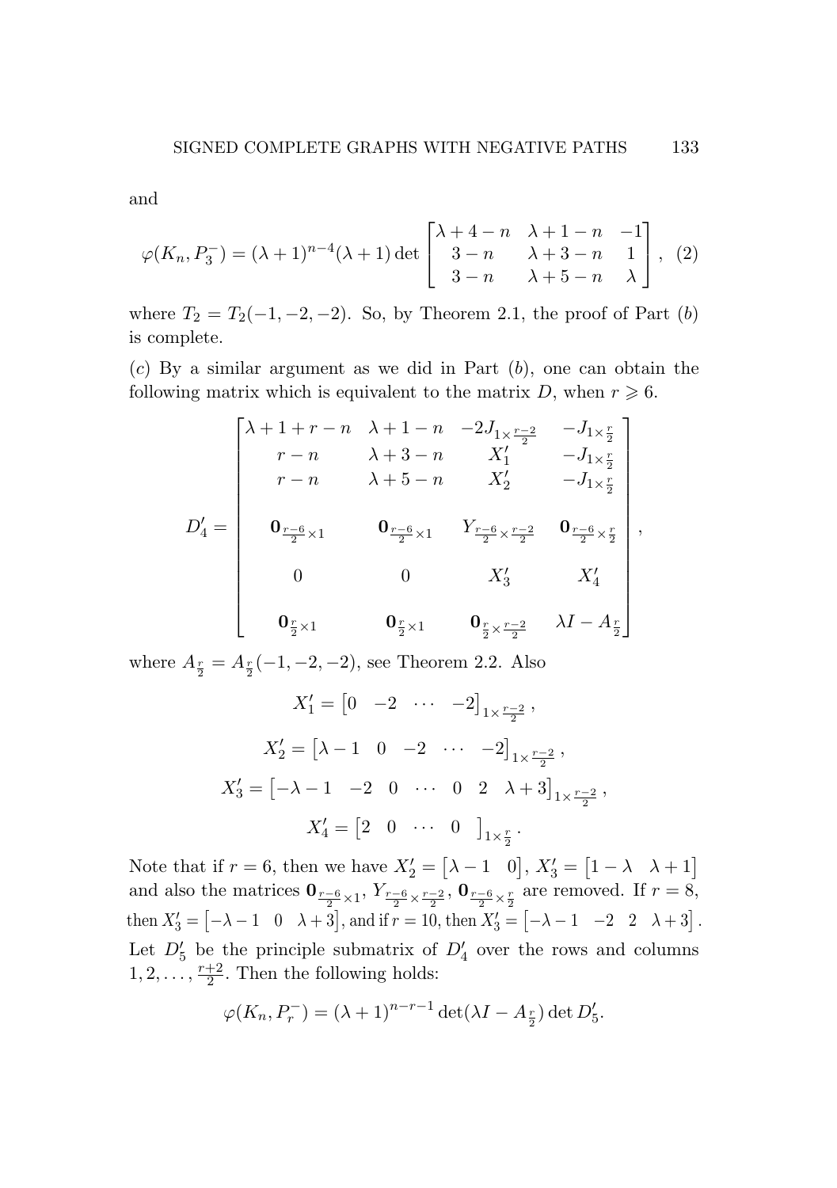and

$$\varphi(K_n, P_3^-) = (\lambda+1)^{n-4}(\lambda+1)\det\begin{bmatrix} \lambda+4-n & \lambda+1-n & -1 \\ 3-n & \lambda+3-n & 1 \\ 3-n & \lambda+5-n & \lambda \end{bmatrix}, \quad (2)$$

where $T_2 = T_2(-1,-2,-2)$. So, by Theorem 2.1, the proof of Part $(b)$ is complete.

$(c)$ By a similar argument as we did in Part $(b)$, one can obtain the following matrix which is equivalent to the matrix $D$, when $r \geqslant 6$.

$$D_4' = \begin{bmatrix} \lambda+1+r-n & \lambda+1-n & -2J_{1\times\frac{r-2}{2}} & -J_{1\times\frac{r}{2}} \\ r-n & \lambda+3-n & X_1' & -J_{1\times\frac{r}{2}} \\ r-n & \lambda+5-n & X_2' & -J_{1\times\frac{r}{2}} \\ \mathbf{0}_{\frac{r-6}{2}\times 1} & \mathbf{0}_{\frac{r-6}{2}\times 1} & Y_{\frac{r-6}{2}\times\frac{r-2}{2}} & \mathbf{0}_{\frac{r-6}{2}\times\frac{r}{2}} \\ 0 & 0 & X_3' & X_4' \\ \mathbf{0}_{\frac{r}{2}\times 1} & \mathbf{0}_{\frac{r}{2}\times 1} & \mathbf{0}_{\frac{r}{2}\times\frac{r-2}{2}} & \lambda I - A_{\frac{r}{2}} \end{bmatrix},$$

where $A_{\frac{r}{2}} = A_{\frac{r}{2}}(-1,-2,-2)$, see Theorem 2.2. Also

$$X_1' = \begin{bmatrix} 0 & -2 & \cdots & -2 \end{bmatrix}_{1\times\frac{r-2}{2}},$$

$$X_2' = \begin{bmatrix} \lambda-1 & 0 & -2 & \cdots & -2 \end{bmatrix}_{1\times\frac{r-2}{2}},$$

$$X_3' = \begin{bmatrix} -\lambda-1 & -2 & 0 & \cdots & 0 & 2 & \lambda+3 \end{bmatrix}_{1\times\frac{r-2}{2}},$$

$$X_4' = \begin{bmatrix} 2 & 0 & \cdots & 0 \end{bmatrix}_{1\times\frac{r}{2}}.$$

Note that if $r=6$, then we have $X_2' = \begin{bmatrix} \lambda-1 & 0 \end{bmatrix}$, $X_3' = \begin{bmatrix} 1-\lambda & \lambda+1 \end{bmatrix}$ and also the matrices $\mathbf{0}_{\frac{r-6}{2}\times 1}$, $Y_{\frac{r-6}{2}\times\frac{r-2}{2}}$, $\mathbf{0}_{\frac{r-6}{2}\times\frac{r}{2}}$ are removed. If $r=8$, then $X_3' = \begin{bmatrix} -\lambda-1 & 0 & \lambda+3 \end{bmatrix}$, and if $r=10$, then $X_3' = \begin{bmatrix} -\lambda-1 & -2 & 2 & \lambda+3 \end{bmatrix}$.

Let $D_5'$ be the principle submatrix of $D_4'$ over the rows and columns $1, 2, \ldots, \frac{r+2}{2}$. Then the following holds:

$$\varphi(K_n, P_r^-) = (\lambda+1)^{n-r-1}\det(\lambda I - A_{\frac{r}{2}})\det D_5'.$$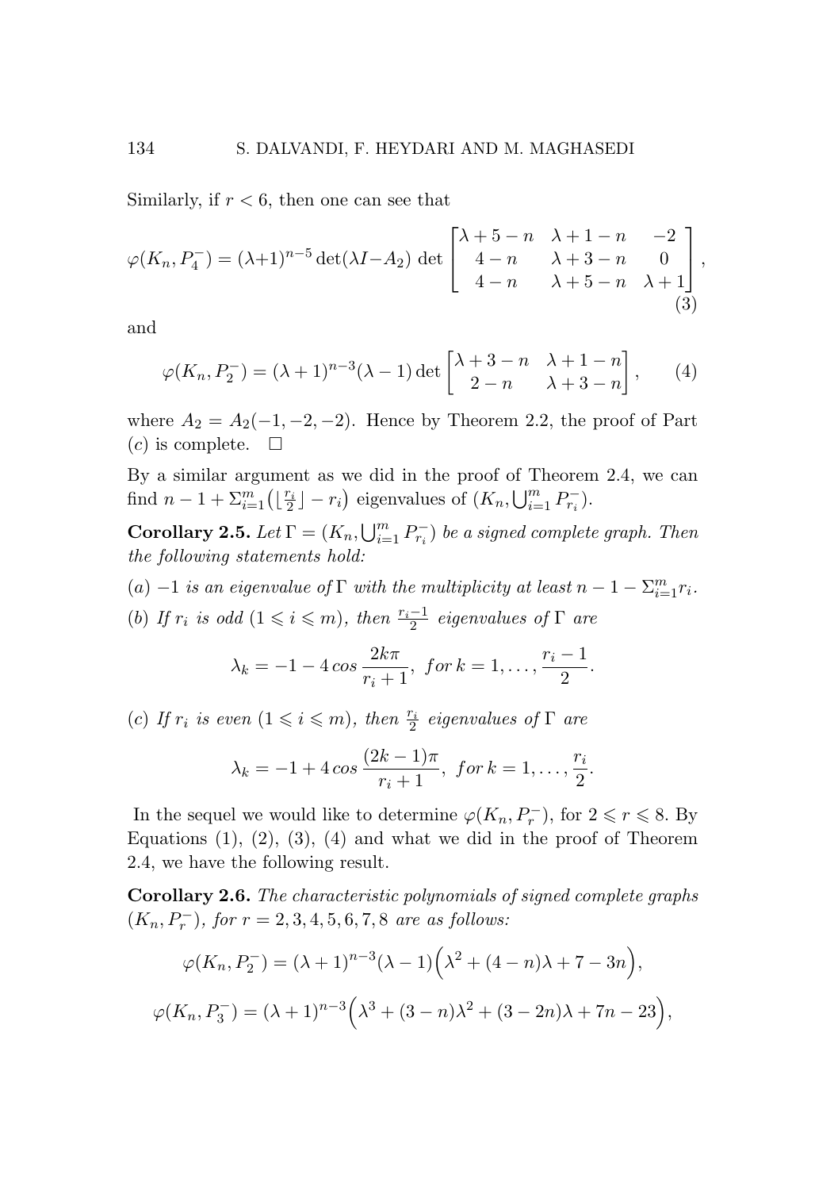Similarly, if $r < 6$, then one can see that

$$\varphi(K_n, P_4^-) = (\lambda+1)^{n-5} \det(\lambda I - A_2) \det \begin{bmatrix} \lambda+5-n & \lambda+1-n & -2 \\ 4-n & \lambda+3-n & 0 \\ 4-n & \lambda+5-n & \lambda+1 \end{bmatrix}, \tag{3}$$

and

$$\varphi(K_n, P_2^-) = (\lambda+1)^{n-3}(\lambda-1) \det \begin{bmatrix} \lambda+3-n & \lambda+1-n \\ 2-n & \lambda+3-n \end{bmatrix}, \tag{4}$$

where $A_2 = A_2(-1,-2,-2)$. Hence by Theorem 2.2, the proof of Part $(c)$ is complete. $\square$

By a similar argument as we did in the proof of Theorem 2.4, we can find $n - 1 + \Sigma_{i=1}^{m} \big(\lfloor \frac{r_i}{2} \rfloor - r_i\big)$ eigenvalues of $(K_n, \bigcup_{i=1}^{m} P_{r_i}^-)$.

**Corollary 2.5.** *Let* $\Gamma = (K_n, \bigcup_{i=1}^{m} P_{r_i}^-)$ *be a signed complete graph. Then the following statements hold:*

$(a)$ $-1$ *is an eigenvalue of* $\Gamma$ *with the multiplicity at least* $n - 1 - \Sigma_{i=1}^{m} r_i$.

$(b)$ *If* $r_i$ *is odd* $(1 \leqslant i \leqslant m)$, *then* $\frac{r_i - 1}{2}$ *eigenvalues of* $\Gamma$ *are*

$$\lambda_k = -1 - 4\cos\frac{2k\pi}{r_i+1}, \ \ for\ k = 1, \ldots, \frac{r_i - 1}{2}.$$

$(c)$ *If* $r_i$ *is even* $(1 \leqslant i \leqslant m)$, *then* $\frac{r_i}{2}$ *eigenvalues of* $\Gamma$ *are*

$$\lambda_k = -1 + 4\cos\frac{(2k-1)\pi}{r_i+1}, \ \ for\ k = 1, \ldots, \frac{r_i}{2}.$$

In the sequel we would like to determine $\varphi(K_n, P_r^-)$, for $2 \leqslant r \leqslant 8$. By Equations (1), (2), (3), (4) and what we did in the proof of Theorem 2.4, we have the following result.

**Corollary 2.6.** *The characteristic polynomials of signed complete graphs* $(K_n, P_r^-)$, *for* $r = 2, 3, 4, 5, 6, 7, 8$ *are as follows:*

$$\varphi(K_n, P_2^-) = (\lambda+1)^{n-3}(\lambda-1)\Big(\lambda^2 + (4-n)\lambda + 7 - 3n\Big),$$

$$\varphi(K_n, P_3^-) = (\lambda+1)^{n-3}\Big(\lambda^3 + (3-n)\lambda^2 + (3-2n)\lambda + 7n - 23\Big),$$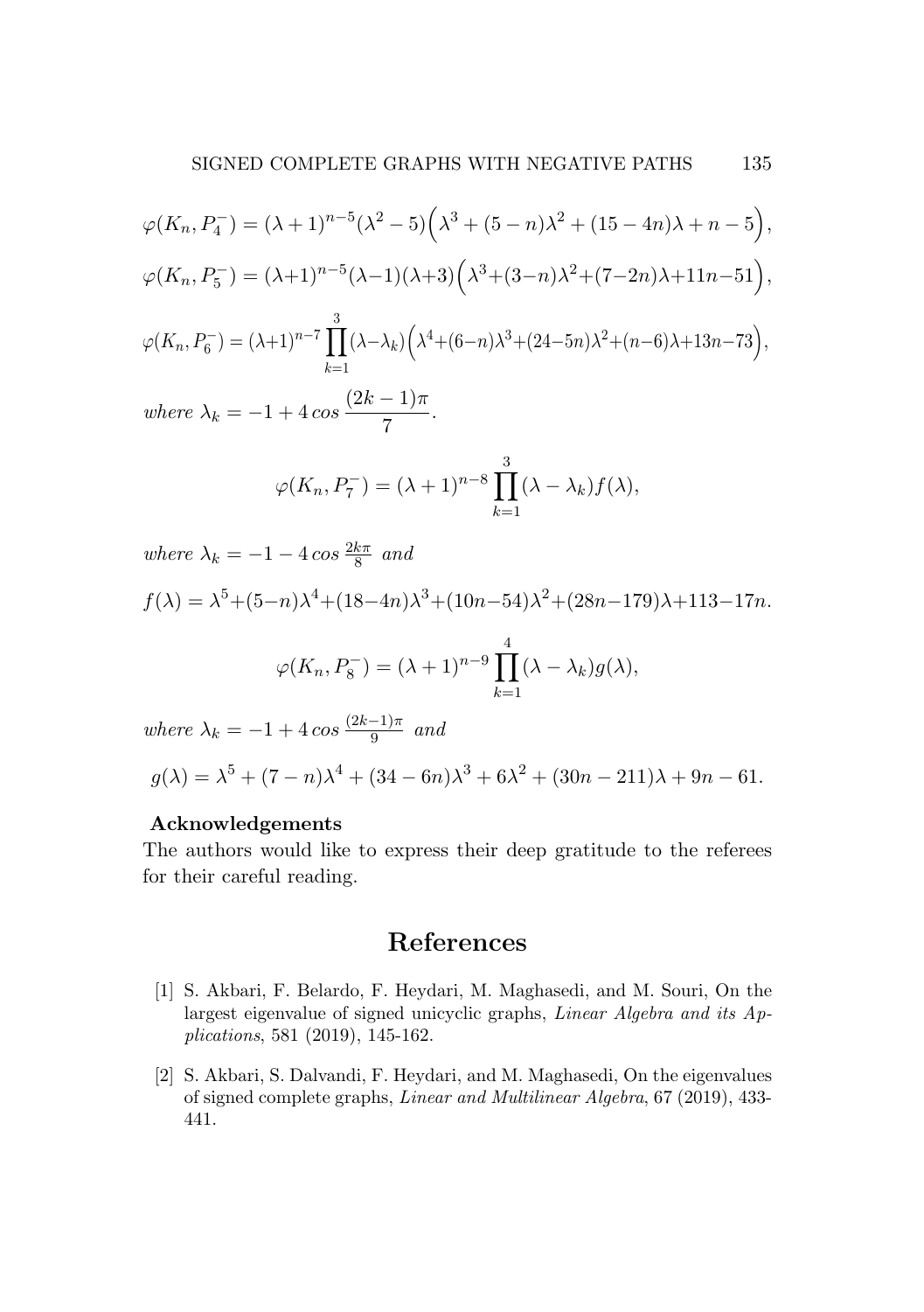$$\varphi(K_n, P_4^-) = (\lambda+1)^{n-5}(\lambda^2-5)\Big(\lambda^3+(5-n)\lambda^2+(15-4n)\lambda+n-5\Big),$$

$$\varphi(K_n, P_5^-) = (\lambda+1)^{n-5}(\lambda-1)(\lambda+3)\Big(\lambda^3+(3-n)\lambda^2+(7-2n)\lambda+11n-51\Big),$$

$$\varphi(K_n, P_6^-) = (\lambda+1)^{n-7}\prod_{k=1}^{3}(\lambda-\lambda_k)\Big(\lambda^4+(6-n)\lambda^3+(24-5n)\lambda^2+(n-6)\lambda+13n-73\Big),$$

*where* $\lambda_k = -1 + 4\cos\dfrac{(2k-1)\pi}{7}$.

$$\varphi(K_n, P_7^-) = (\lambda+1)^{n-8}\prod_{k=1}^{3}(\lambda-\lambda_k)f(\lambda),$$

*where* $\lambda_k = -1 - 4\cos\frac{2k\pi}{8}$ *and*

$$f(\lambda) = \lambda^5+(5-n)\lambda^4+(18-4n)\lambda^3+(10n-54)\lambda^2+(28n-179)\lambda+113-17n.$$

$$\varphi(K_n, P_8^-) = (\lambda+1)^{n-9}\prod_{k=1}^{4}(\lambda-\lambda_k)g(\lambda),$$

*where* $\lambda_k = -1 + 4\cos\frac{(2k-1)\pi}{9}$ *and*

$$g(\lambda) = \lambda^5+(7-n)\lambda^4+(34-6n)\lambda^3+6\lambda^2+(30n-211)\lambda+9n-61.$$

**Acknowledgements**

The authors would like to express their deep gratitude to the referees for their careful reading.

# References

[1] S. Akbari, F. Belardo, F. Heydari, M. Maghasedi, and M. Souri, On the largest eigenvalue of signed unicyclic graphs, *Linear Algebra and its Applications*, 581 (2019), 145-162.

[2] S. Akbari, S. Dalvandi, F. Heydari, and M. Maghasedi, On the eigenvalues of signed complete graphs, *Linear and Multilinear Algebra*, 67 (2019), 433-441.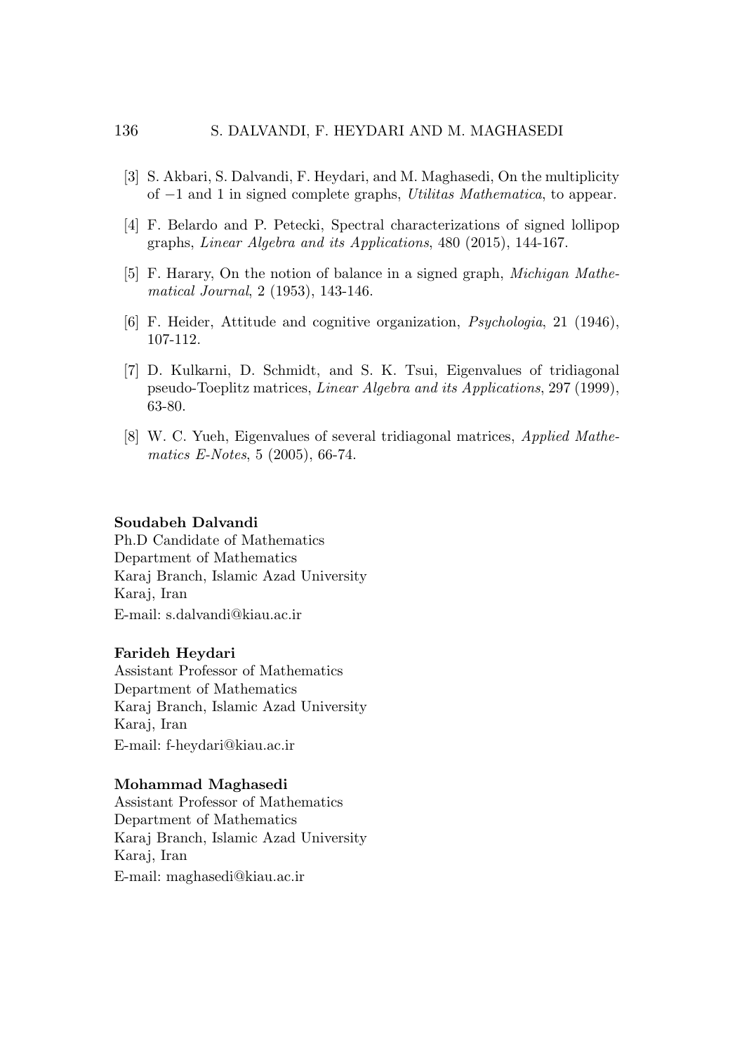[3] S. Akbari, S. Dalvandi, F. Heydari, and M. Maghasedi, On the multiplicity of $-1$ and 1 in signed complete graphs, *Utilitas Mathematica*, to appear.

[4] F. Belardo and P. Petecki, Spectral characterizations of signed lollipop graphs, *Linear Algebra and its Applications*, 480 (2015), 144-167.

[5] F. Harary, On the notion of balance in a signed graph, *Michigan Mathematical Journal*, 2 (1953), 143-146.

[6] F. Heider, Attitude and cognitive organization, *Psychologia*, 21 (1946), 107-112.

[7] D. Kulkarni, D. Schmidt, and S. K. Tsui, Eigenvalues of tridiagonal pseudo-Toeplitz matrices, *Linear Algebra and its Applications*, 297 (1999), 63-80.

[8] W. C. Yueh, Eigenvalues of several tridiagonal matrices, *Applied Mathematics E-Notes*, 5 (2005), 66-74.

**Soudabeh Dalvandi**
Ph.D Candidate of Mathematics
Department of Mathematics
Karaj Branch, Islamic Azad University
Karaj, Iran
E-mail: s.dalvandi@kiau.ac.ir

**Farideh Heydari**
Assistant Professor of Mathematics
Department of Mathematics
Karaj Branch, Islamic Azad University
Karaj, Iran
E-mail: f-heydari@kiau.ac.ir

**Mohammad Maghasedi**
Assistant Professor of Mathematics
Department of Mathematics
Karaj Branch, Islamic Azad University
Karaj, Iran
E-mail: maghasedi@kiau.ac.ir